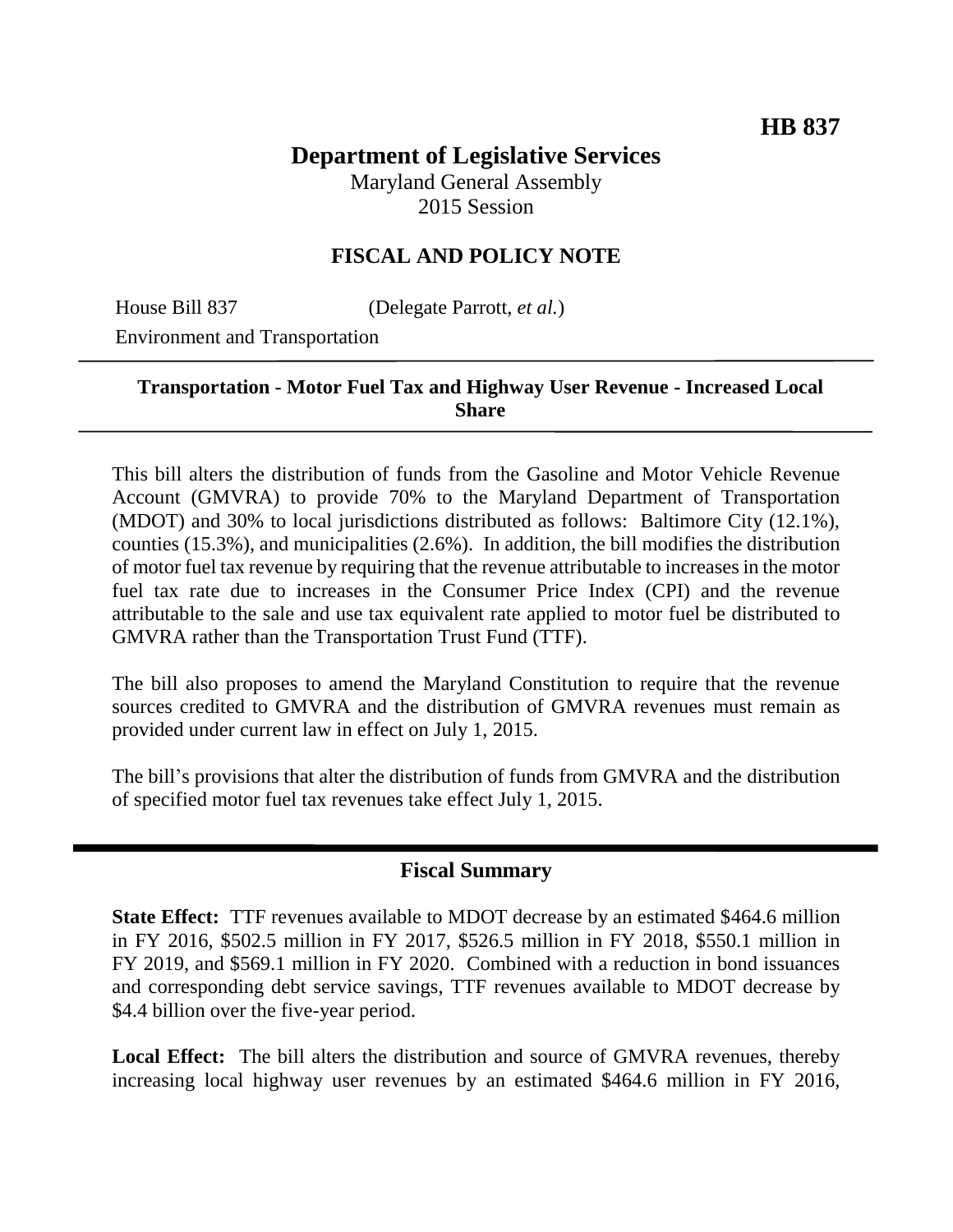**HB 837**

# Department of Legislative Services

Maryland General Assembly
2015 Session

## FISCAL AND POLICY NOTE

House Bill 837 (Delegate Parrott, *et al.*)
Environment and Transportation

**Transportation - Motor Fuel Tax and Highway User Revenue - Increased Local Share**

This bill alters the distribution of funds from the Gasoline and Motor Vehicle Revenue Account (GMVRA) to provide 70% to the Maryland Department of Transportation (MDOT) and 30% to local jurisdictions distributed as follows: Baltimore City (12.1%), counties (15.3%), and municipalities (2.6%). In addition, the bill modifies the distribution of motor fuel tax revenue by requiring that the revenue attributable to increases in the motor fuel tax rate due to increases in the Consumer Price Index (CPI) and the revenue attributable to the sale and use tax equivalent rate applied to motor fuel be distributed to GMVRA rather than the Transportation Trust Fund (TTF).

The bill also proposes to amend the Maryland Constitution to require that the revenue sources credited to GMVRA and the distribution of GMVRA revenues must remain as provided under current law in effect on July 1, 2015.

The bill's provisions that alter the distribution of funds from GMVRA and the distribution of specified motor fuel tax revenues take effect July 1, 2015.

## Fiscal Summary

**State Effect:** TTF revenues available to MDOT decrease by an estimated \$464.6 million in FY 2016, \$502.5 million in FY 2017, \$526.5 million in FY 2018, \$550.1 million in FY 2019, and \$569.1 million in FY 2020. Combined with a reduction in bond issuances and corresponding debt service savings, TTF revenues available to MDOT decrease by \$4.4 billion over the five-year period.

**Local Effect:** The bill alters the distribution and source of GMVRA revenues, thereby increasing local highway user revenues by an estimated \$464.6 million in FY 2016,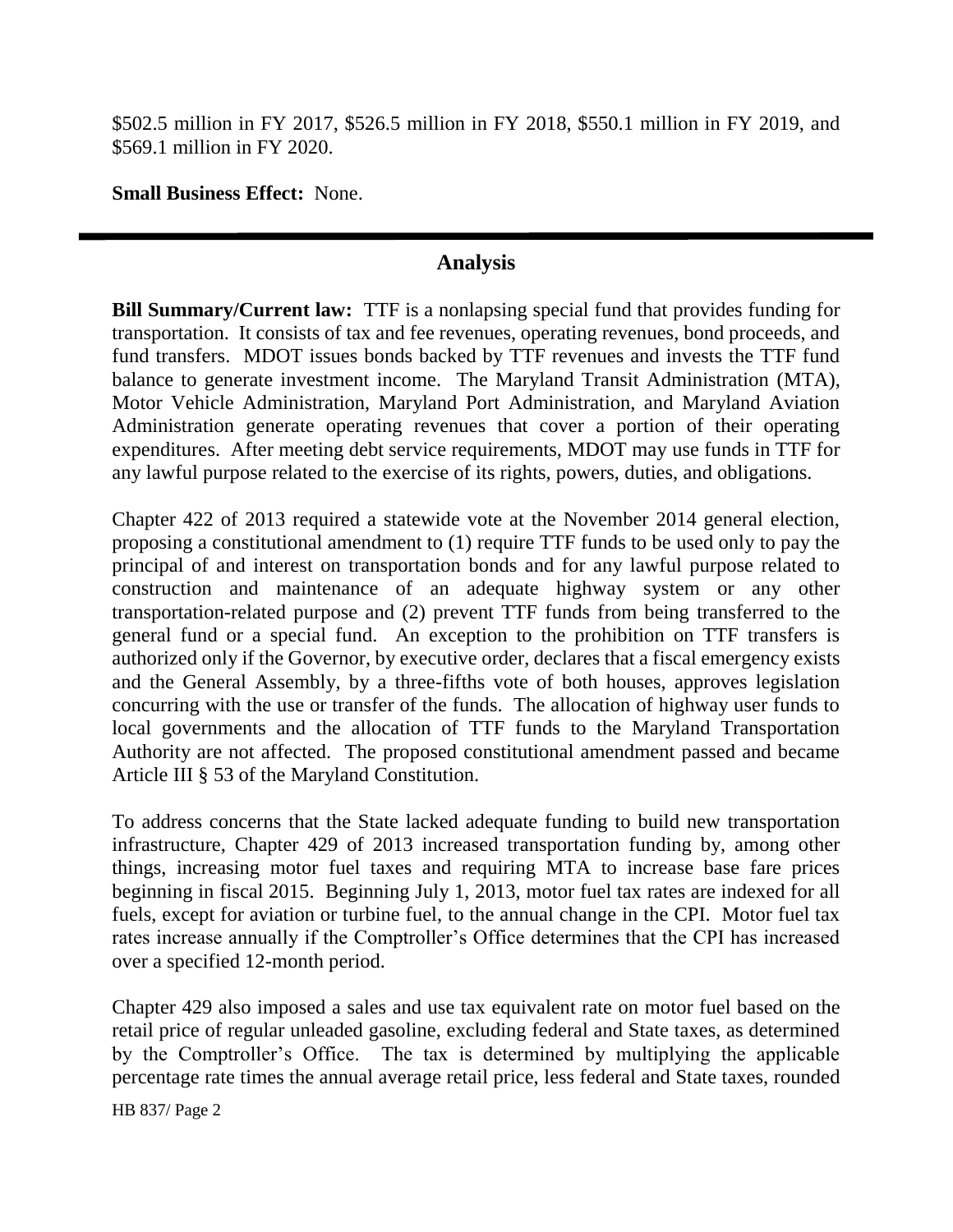$502.5 million in FY 2017, $526.5 million in FY 2018, $550.1 million in FY 2019, and $569.1 million in FY 2020.

**Small Business Effect:** None.

---

## Analysis

**Bill Summary/Current law:** TTF is a nonlapsing special fund that provides funding for transportation. It consists of tax and fee revenues, operating revenues, bond proceeds, and fund transfers. MDOT issues bonds backed by TTF revenues and invests the TTF fund balance to generate investment income. The Maryland Transit Administration (MTA), Motor Vehicle Administration, Maryland Port Administration, and Maryland Aviation Administration generate operating revenues that cover a portion of their operating expenditures. After meeting debt service requirements, MDOT may use funds in TTF for any lawful purpose related to the exercise of its rights, powers, duties, and obligations.

Chapter 422 of 2013 required a statewide vote at the November 2014 general election, proposing a constitutional amendment to (1) require TTF funds to be used only to pay the principal of and interest on transportation bonds and for any lawful purpose related to construction and maintenance of an adequate highway system or any other transportation-related purpose and (2) prevent TTF funds from being transferred to the general fund or a special fund. An exception to the prohibition on TTF transfers is authorized only if the Governor, by executive order, declares that a fiscal emergency exists and the General Assembly, by a three-fifths vote of both houses, approves legislation concurring with the use or transfer of the funds. The allocation of highway user funds to local governments and the allocation of TTF funds to the Maryland Transportation Authority are not affected. The proposed constitutional amendment passed and became Article III § 53 of the Maryland Constitution.

To address concerns that the State lacked adequate funding to build new transportation infrastructure, Chapter 429 of 2013 increased transportation funding by, among other things, increasing motor fuel taxes and requiring MTA to increase base fare prices beginning in fiscal 2015. Beginning July 1, 2013, motor fuel tax rates are indexed for all fuels, except for aviation or turbine fuel, to the annual change in the CPI. Motor fuel tax rates increase annually if the Comptroller's Office determines that the CPI has increased over a specified 12-month period.

Chapter 429 also imposed a sales and use tax equivalent rate on motor fuel based on the retail price of regular unleaded gasoline, excluding federal and State taxes, as determined by the Comptroller's Office. The tax is determined by multiplying the applicable percentage rate times the annual average retail price, less federal and State taxes, rounded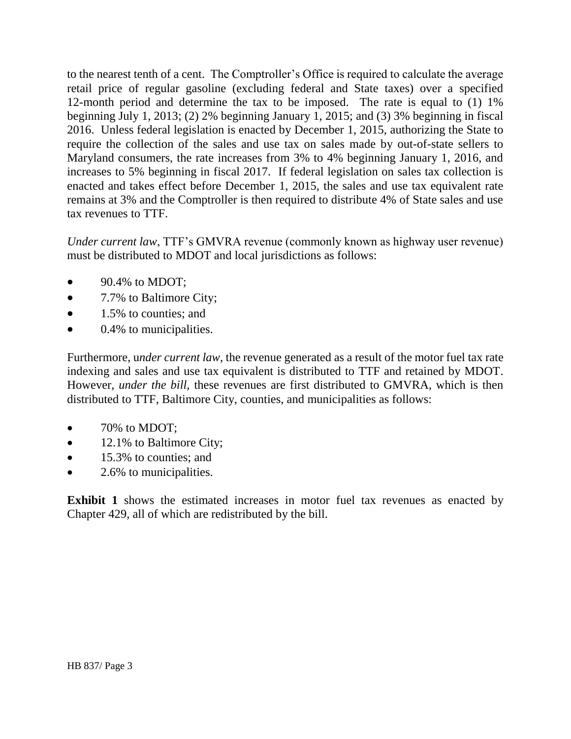to the nearest tenth of a cent. The Comptroller's Office is required to calculate the average retail price of regular gasoline (excluding federal and State taxes) over a specified 12-month period and determine the tax to be imposed. The rate is equal to (1) 1% beginning July 1, 2013; (2) 2% beginning January 1, 2015; and (3) 3% beginning in fiscal 2016. Unless federal legislation is enacted by December 1, 2015, authorizing the State to require the collection of the sales and use tax on sales made by out-of-state sellers to Maryland consumers, the rate increases from 3% to 4% beginning January 1, 2016, and increases to 5% beginning in fiscal 2017. If federal legislation on sales tax collection is enacted and takes effect before December 1, 2015, the sales and use tax equivalent rate remains at 3% and the Comptroller is then required to distribute 4% of State sales and use tax revenues to TTF.

*Under current law*, TTF's GMVRA revenue (commonly known as highway user revenue) must be distributed to MDOT and local jurisdictions as follows:

- 90.4% to MDOT;
- 7.7% to Baltimore City;
- 1.5% to counties; and
- 0.4% to municipalities.

Furthermore, u*nder current law*, the revenue generated as a result of the motor fuel tax rate indexing and sales and use tax equivalent is distributed to TTF and retained by MDOT. However, *under the bill,* these revenues are first distributed to GMVRA, which is then distributed to TTF, Baltimore City, counties, and municipalities as follows:

- 70% to MDOT;
- 12.1% to Baltimore City;
- 15.3% to counties; and
- 2.6% to municipalities.

**Exhibit 1** shows the estimated increases in motor fuel tax revenues as enacted by Chapter 429, all of which are redistributed by the bill.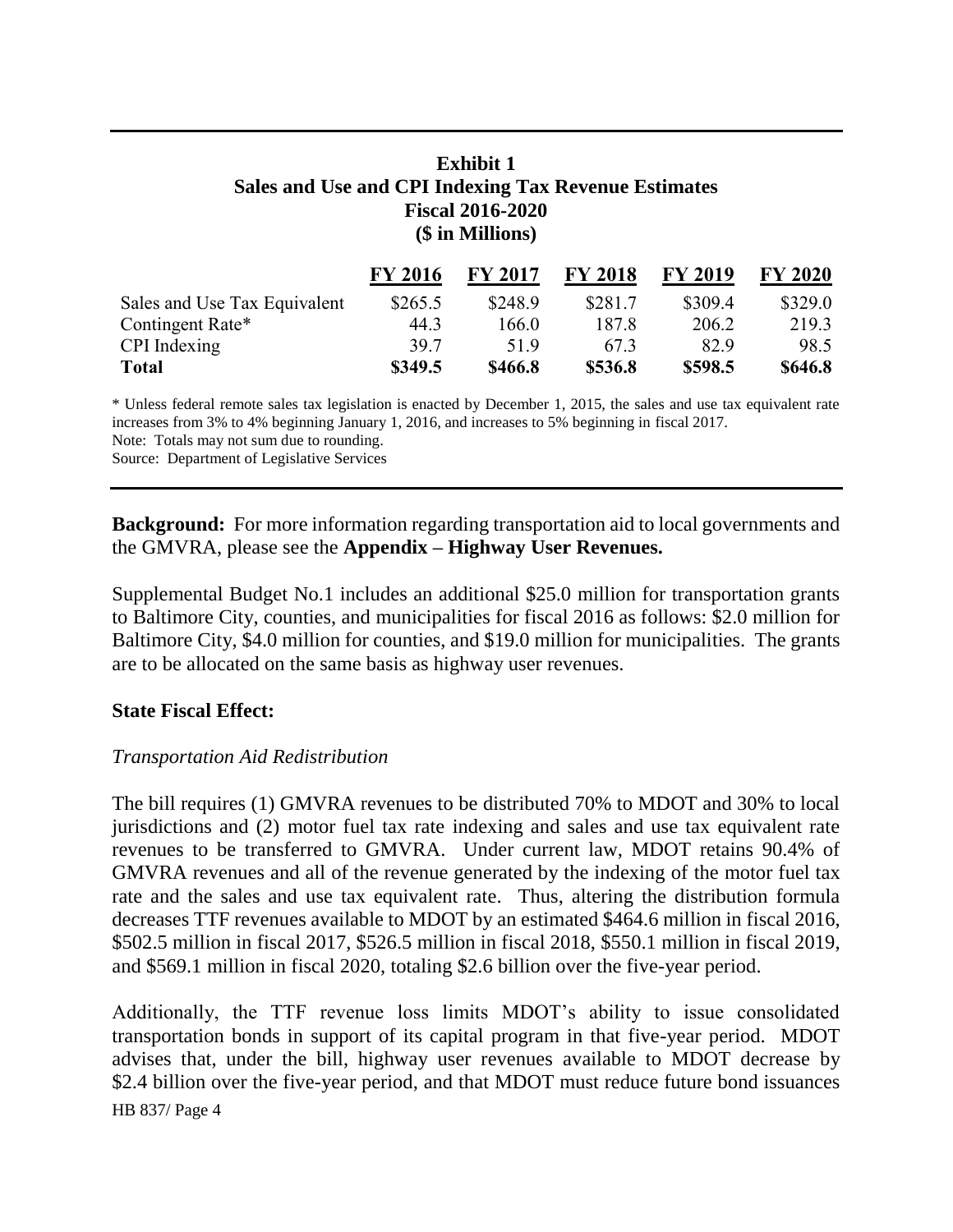**Exhibit 1**
**Sales and Use and CPI Indexing Tax Revenue Estimates**
**Fiscal 2016-2020**
**($ in Millions)**

| | FY 2016 | FY 2017 | FY 2018 | FY 2019 | FY 2020 |
|---|---|---|---|---|---|
| Sales and Use Tax Equivalent | $265.5 | $248.9 | $281.7 | $309.4 | $329.0 |
| Contingent Rate* | 44.3 | 166.0 | 187.8 | 206.2 | 219.3 |
| CPI Indexing | 39.7 | 51.9 | 67.3 | 82.9 | 98.5 |
| **Total** | **$349.5** | **$466.8** | **$536.8** | **$598.5** | **$646.8** |

* Unless federal remote sales tax legislation is enacted by December 1, 2015, the sales and use tax equivalent rate increases from 3% to 4% beginning January 1, 2016, and increases to 5% beginning in fiscal 2017.
Note: Totals may not sum due to rounding.
Source: Department of Legislative Services

**Background:** For more information regarding transportation aid to local governments and the GMVRA, please see the **Appendix – Highway User Revenues.**

Supplemental Budget No.1 includes an additional $25.0 million for transportation grants to Baltimore City, counties, and municipalities for fiscal 2016 as follows: $2.0 million for Baltimore City, $4.0 million for counties, and $19.0 million for municipalities. The grants are to be allocated on the same basis as highway user revenues.

**State Fiscal Effect:**

*Transportation Aid Redistribution*

The bill requires (1) GMVRA revenues to be distributed 70% to MDOT and 30% to local jurisdictions and (2) motor fuel tax rate indexing and sales and use tax equivalent rate revenues to be transferred to GMVRA. Under current law, MDOT retains 90.4% of GMVRA revenues and all of the revenue generated by the indexing of the motor fuel tax rate and the sales and use tax equivalent rate. Thus, altering the distribution formula decreases TTF revenues available to MDOT by an estimated $464.6 million in fiscal 2016, $502.5 million in fiscal 2017, $526.5 million in fiscal 2018, $550.1 million in fiscal 2019, and $569.1 million in fiscal 2020, totaling $2.6 billion over the five-year period.

Additionally, the TTF revenue loss limits MDOT's ability to issue consolidated transportation bonds in support of its capital program in that five-year period. MDOT advises that, under the bill, highway user revenues available to MDOT decrease by $2.4 billion over the five-year period, and that MDOT must reduce future bond issuances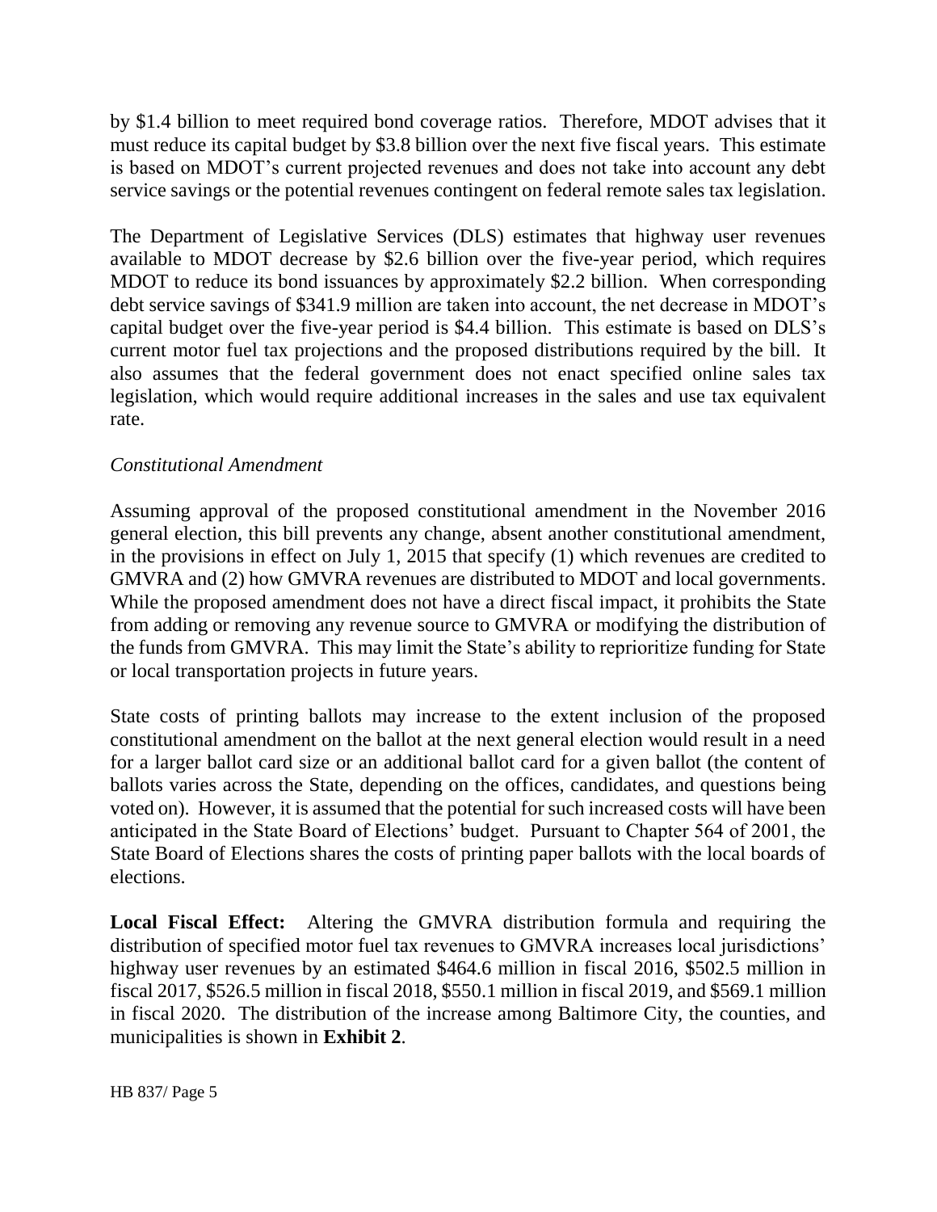by $1.4 billion to meet required bond coverage ratios. Therefore, MDOT advises that it must reduce its capital budget by $3.8 billion over the next five fiscal years. This estimate is based on MDOT's current projected revenues and does not take into account any debt service savings or the potential revenues contingent on federal remote sales tax legislation.

The Department of Legislative Services (DLS) estimates that highway user revenues available to MDOT decrease by $2.6 billion over the five-year period, which requires MDOT to reduce its bond issuances by approximately $2.2 billion. When corresponding debt service savings of $341.9 million are taken into account, the net decrease in MDOT's capital budget over the five-year period is $4.4 billion. This estimate is based on DLS's current motor fuel tax projections and the proposed distributions required by the bill. It also assumes that the federal government does not enact specified online sales tax legislation, which would require additional increases in the sales and use tax equivalent rate.

*Constitutional Amendment*

Assuming approval of the proposed constitutional amendment in the November 2016 general election, this bill prevents any change, absent another constitutional amendment, in the provisions in effect on July 1, 2015 that specify (1) which revenues are credited to GMVRA and (2) how GMVRA revenues are distributed to MDOT and local governments. While the proposed amendment does not have a direct fiscal impact, it prohibits the State from adding or removing any revenue source to GMVRA or modifying the distribution of the funds from GMVRA. This may limit the State's ability to reprioritize funding for State or local transportation projects in future years.

State costs of printing ballots may increase to the extent inclusion of the proposed constitutional amendment on the ballot at the next general election would result in a need for a larger ballot card size or an additional ballot card for a given ballot (the content of ballots varies across the State, depending on the offices, candidates, and questions being voted on). However, it is assumed that the potential for such increased costs will have been anticipated in the State Board of Elections' budget. Pursuant to Chapter 564 of 2001, the State Board of Elections shares the costs of printing paper ballots with the local boards of elections.

**Local Fiscal Effect:** Altering the GMVRA distribution formula and requiring the distribution of specified motor fuel tax revenues to GMVRA increases local jurisdictions' highway user revenues by an estimated $464.6 million in fiscal 2016, $502.5 million in fiscal 2017, $526.5 million in fiscal 2018, $550.1 million in fiscal 2019, and $569.1 million in fiscal 2020. The distribution of the increase among Baltimore City, the counties, and municipalities is shown in **Exhibit 2**.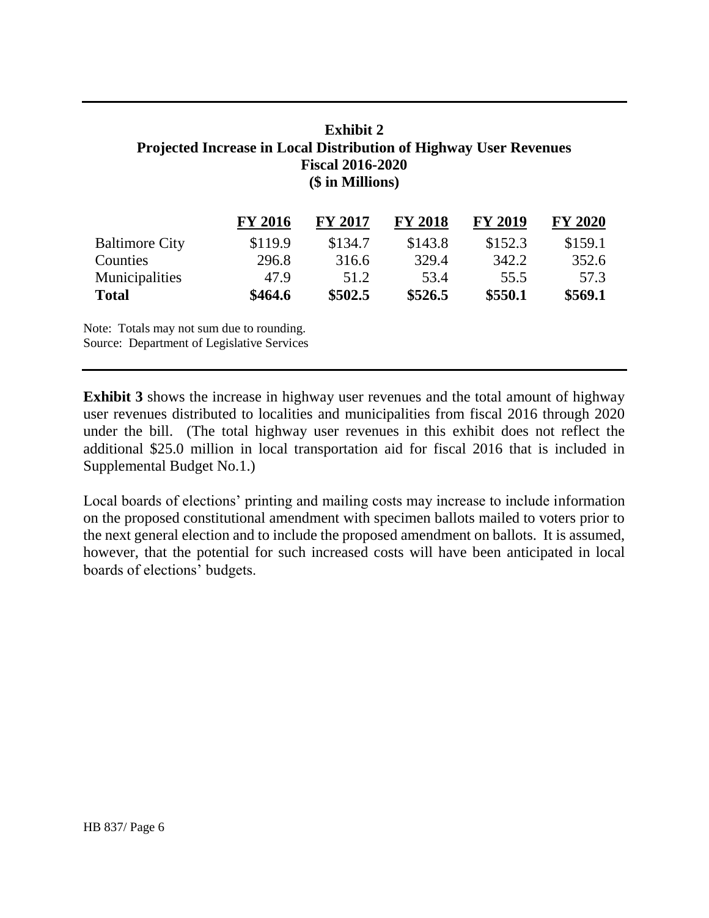**Exhibit 2**
**Projected Increase in Local Distribution of Highway User Revenues**
**Fiscal 2016-2020**
**($ in Millions)**

| | FY 2016 | FY 2017 | FY 2018 | FY 2019 | FY 2020 |
|---|---|---|---|---|---|
| Baltimore City | $119.9 | $134.7 | $143.8 | $152.3 | $159.1 |
| Counties | 296.8 | 316.6 | 329.4 | 342.2 | 352.6 |
| Municipalities | 47.9 | 51.2 | 53.4 | 55.5 | 57.3 |
| **Total** | **$464.6** | **$502.5** | **$526.5** | **$550.1** | **$569.1** |

Note: Totals may not sum due to rounding.
Source: Department of Legislative Services

**Exhibit 3** shows the increase in highway user revenues and the total amount of highway user revenues distributed to localities and municipalities from fiscal 2016 through 2020 under the bill. (The total highway user revenues in this exhibit does not reflect the additional $25.0 million in local transportation aid for fiscal 2016 that is included in Supplemental Budget No.1.)

Local boards of elections' printing and mailing costs may increase to include information on the proposed constitutional amendment with specimen ballots mailed to voters prior to the next general election and to include the proposed amendment on ballots. It is assumed, however, that the potential for such increased costs will have been anticipated in local boards of elections' budgets.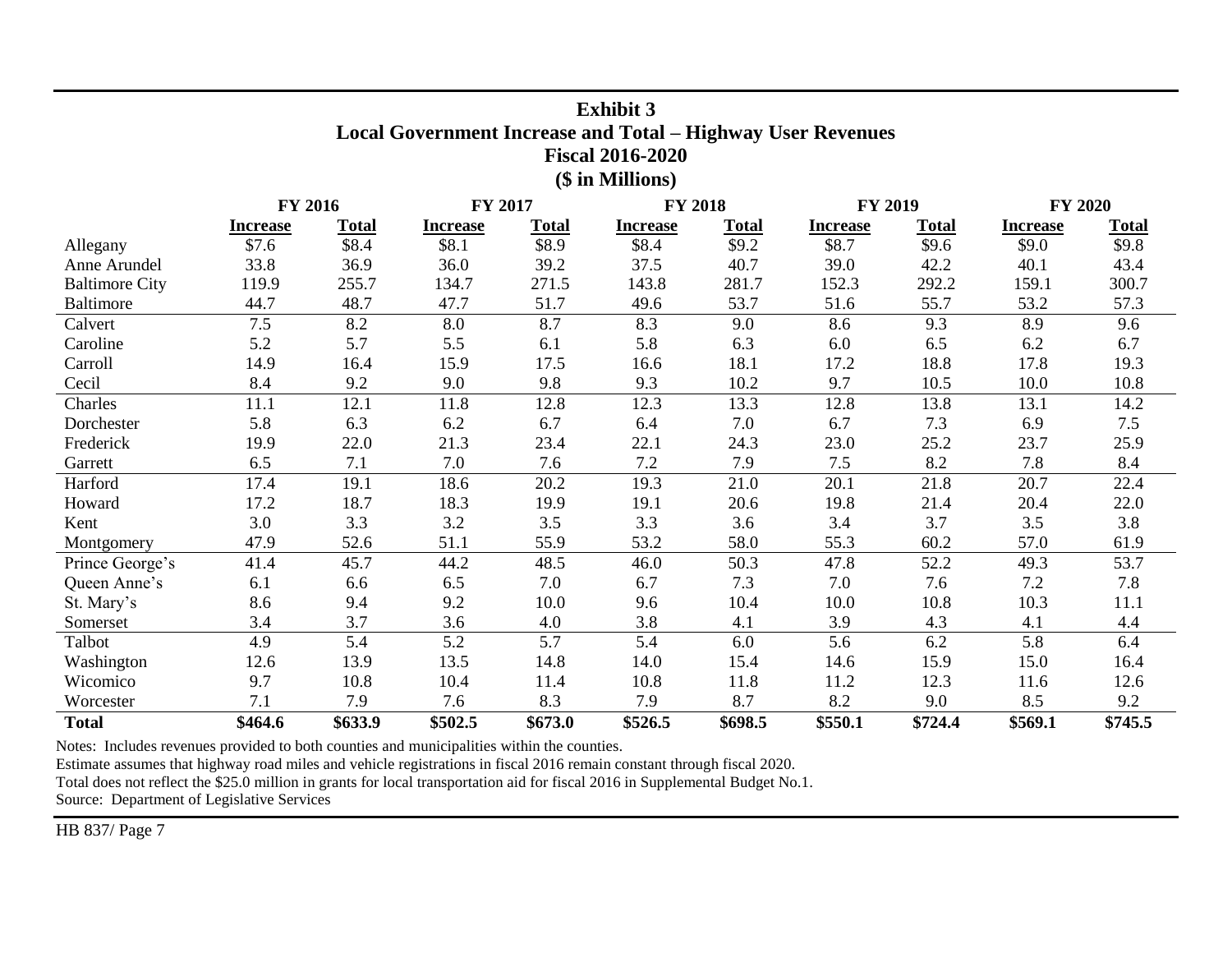**Exhibit 3**
**Local Government Increase and Total – Highway User Revenues**
**Fiscal 2016-2020**
**($ in Millions)**

| | FY 2016 | | FY 2017 | | FY 2018 | | FY 2019 | | FY 2020 | |
|---|---|---|---|---|---|---|---|---|---|---|
| | **Increase** | **Total** | **Increase** | **Total** | **Increase** | **Total** | **Increase** | **Total** | **Increase** | **Total** |
| Allegany | $7.6 | $8.4 | $8.1 | $8.9 | $8.4 | $9.2 | $8.7 | $9.6 | $9.0 | $9.8 |
| Anne Arundel | 33.8 | 36.9 | 36.0 | 39.2 | 37.5 | 40.7 | 39.0 | 42.2 | 40.1 | 43.4 |
| Baltimore City | 119.9 | 255.7 | 134.7 | 271.5 | 143.8 | 281.7 | 152.3 | 292.2 | 159.1 | 300.7 |
| Baltimore | 44.7 | 48.7 | 47.7 | 51.7 | 49.6 | 53.7 | 51.6 | 55.7 | 53.2 | 57.3 |
| Calvert | 7.5 | 8.2 | 8.0 | 8.7 | 8.3 | 9.0 | 8.6 | 9.3 | 8.9 | 9.6 |
| Caroline | 5.2 | 5.7 | 5.5 | 6.1 | 5.8 | 6.3 | 6.0 | 6.5 | 6.2 | 6.7 |
| Carroll | 14.9 | 16.4 | 15.9 | 17.5 | 16.6 | 18.1 | 17.2 | 18.8 | 17.8 | 19.3 |
| Cecil | 8.4 | 9.2 | 9.0 | 9.8 | 9.3 | 10.2 | 9.7 | 10.5 | 10.0 | 10.8 |
| Charles | 11.1 | 12.1 | 11.8 | 12.8 | 12.3 | 13.3 | 12.8 | 13.8 | 13.1 | 14.2 |
| Dorchester | 5.8 | 6.3 | 6.2 | 6.7 | 6.4 | 7.0 | 6.7 | 7.3 | 6.9 | 7.5 |
| Frederick | 19.9 | 22.0 | 21.3 | 23.4 | 22.1 | 24.3 | 23.0 | 25.2 | 23.7 | 25.9 |
| Garrett | 6.5 | 7.1 | 7.0 | 7.6 | 7.2 | 7.9 | 7.5 | 8.2 | 7.8 | 8.4 |
| Harford | 17.4 | 19.1 | 18.6 | 20.2 | 19.3 | 21.0 | 20.1 | 21.8 | 20.7 | 22.4 |
| Howard | 17.2 | 18.7 | 18.3 | 19.9 | 19.1 | 20.6 | 19.8 | 21.4 | 20.4 | 22.0 |
| Kent | 3.0 | 3.3 | 3.2 | 3.5 | 3.3 | 3.6 | 3.4 | 3.7 | 3.5 | 3.8 |
| Montgomery | 47.9 | 52.6 | 51.1 | 55.9 | 53.2 | 58.0 | 55.3 | 60.2 | 57.0 | 61.9 |
| Prince George's | 41.4 | 45.7 | 44.2 | 48.5 | 46.0 | 50.3 | 47.8 | 52.2 | 49.3 | 53.7 |
| Queen Anne's | 6.1 | 6.6 | 6.5 | 7.0 | 6.7 | 7.3 | 7.0 | 7.6 | 7.2 | 7.8 |
| St. Mary's | 8.6 | 9.4 | 9.2 | 10.0 | 9.6 | 10.4 | 10.0 | 10.8 | 10.3 | 11.1 |
| Somerset | 3.4 | 3.7 | 3.6 | 4.0 | 3.8 | 4.1 | 3.9 | 4.3 | 4.1 | 4.4 |
| Talbot | 4.9 | 5.4 | 5.2 | 5.7 | 5.4 | 6.0 | 5.6 | 6.2 | 5.8 | 6.4 |
| Washington | 12.6 | 13.9 | 13.5 | 14.8 | 14.0 | 15.4 | 14.6 | 15.9 | 15.0 | 16.4 |
| Wicomico | 9.7 | 10.8 | 10.4 | 11.4 | 10.8 | 11.8 | 11.2 | 12.3 | 11.6 | 12.6 |
| Worcester | 7.1 | 7.9 | 7.6 | 8.3 | 7.9 | 8.7 | 8.2 | 9.0 | 8.5 | 9.2 |
| **Total** | **$464.6** | **$633.9** | **$502.5** | **$673.0** | **$526.5** | **$698.5** | **$550.1** | **$724.4** | **$569.1** | **$745.5** |

Notes: Includes revenues provided to both counties and municipalities within the counties.
Estimate assumes that highway road miles and vehicle registrations in fiscal 2016 remain constant through fiscal 2020.
Total does not reflect the $25.0 million in grants for local transportation aid for fiscal 2016 in Supplemental Budget No.1.
Source: Department of Legislative Services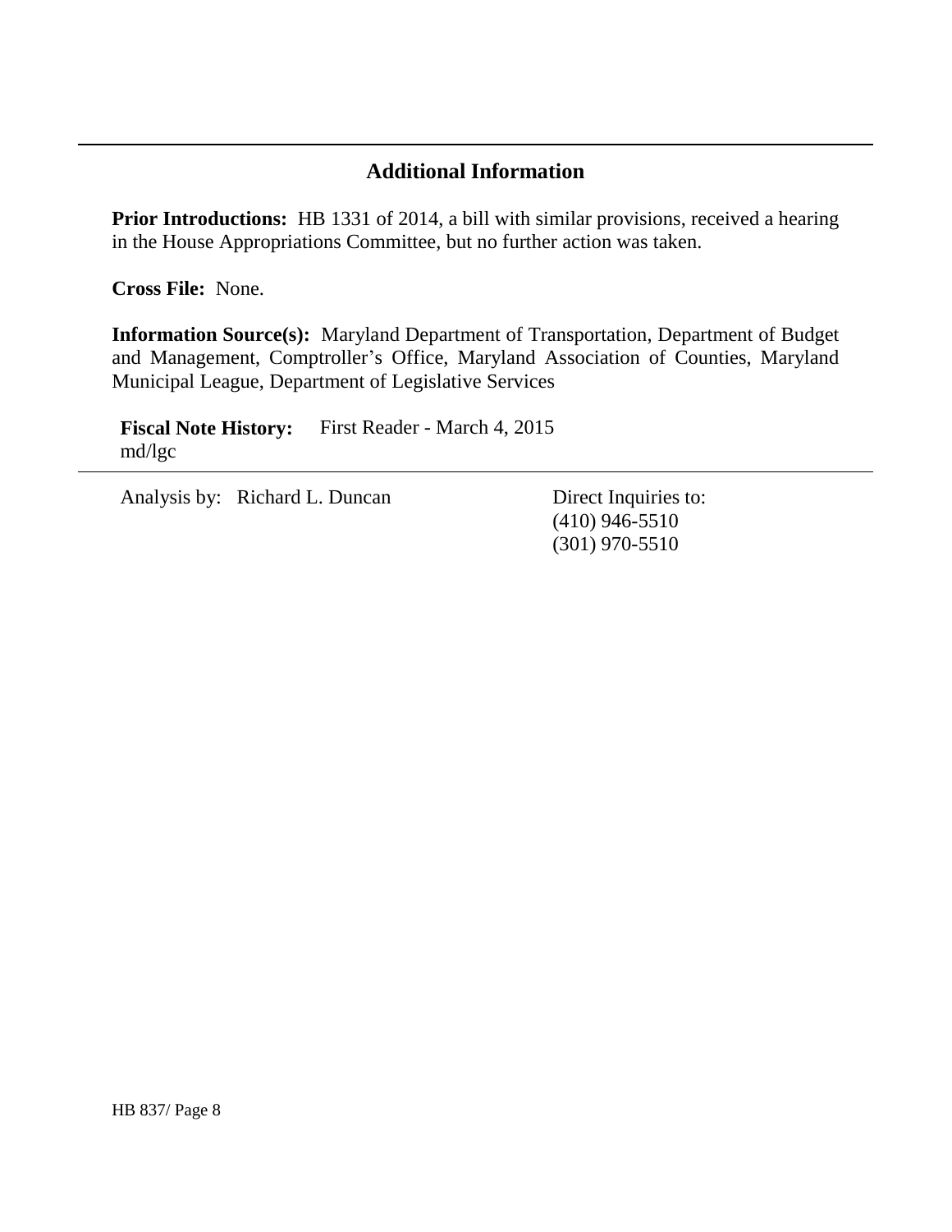## Additional Information

**Prior Introductions:** HB 1331 of 2014, a bill with similar provisions, received a hearing in the House Appropriations Committee, but no further action was taken.

**Cross File:** None.

**Information Source(s):** Maryland Department of Transportation, Department of Budget and Management, Comptroller's Office, Maryland Association of Counties, Maryland Municipal League, Department of Legislative Services

**Fiscal Note History:** First Reader - March 4, 2015
md/lgc

Analysis by: Richard L. Duncan

Direct Inquiries to:
(410) 946-5510
(301) 970-5510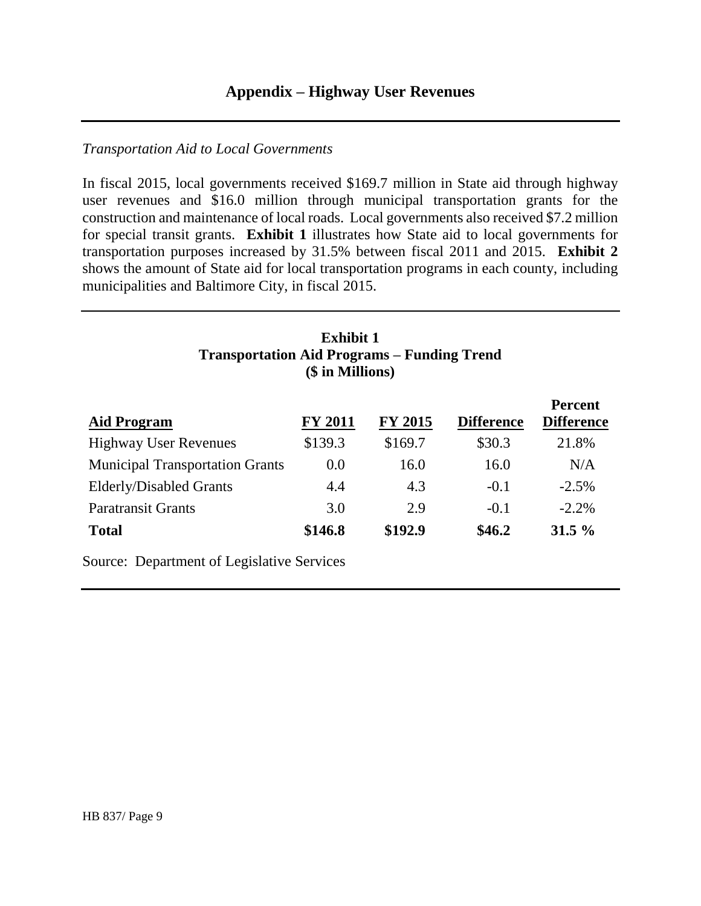# Appendix – Highway User Revenues

*Transportation Aid to Local Governments*

In fiscal 2015, local governments received $169.7 million in State aid through highway user revenues and $16.0 million through municipal transportation grants for the construction and maintenance of local roads. Local governments also received $7.2 million for special transit grants. **Exhibit 1** illustrates how State aid to local governments for transportation purposes increased by 31.5% between fiscal 2011 and 2015. **Exhibit 2** shows the amount of State aid for local transportation programs in each county, including municipalities and Baltimore City, in fiscal 2015.

**Exhibit 1**
**Transportation Aid Programs – Funding Trend**
**($ in Millions)**

| Aid Program | FY 2011 | FY 2015 | Difference | Percent Difference |
|---|---|---|---|---|
| Highway User Revenues | $139.3 | $169.7 | $30.3 | 21.8% |
| Municipal Transportation Grants | 0.0 | 16.0 | 16.0 | N/A |
| Elderly/Disabled Grants | 4.4 | 4.3 | -0.1 | -2.5% |
| Paratransit Grants | 3.0 | 2.9 | -0.1 | -2.2% |
| **Total** | **$146.8** | **$192.9** | **$46.2** | **31.5 %** |

Source: Department of Legislative Services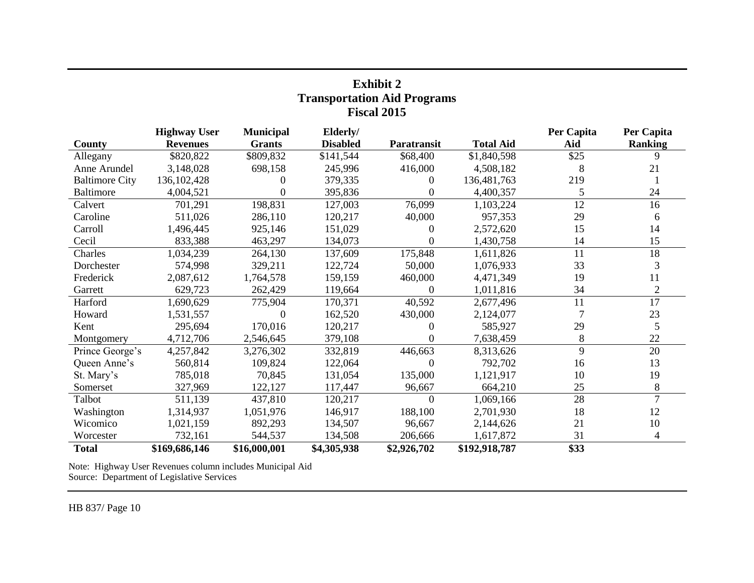**Exhibit 2**
**Transportation Aid Programs**
**Fiscal 2015**

| County | Highway User Revenues | Municipal Grants | Elderly/ Disabled | Paratransit | Total Aid | Per Capita Aid | Per Capita Ranking |
|---|---|---|---|---|---|---|---|
| Allegany | $820,822 | $809,832 | $141,544 | $68,400 | $1,840,598 | $25 | 9 |
| Anne Arundel | 3,148,028 | 698,158 | 245,996 | 416,000 | 4,508,182 | 8 | 21 |
| Baltimore City | 136,102,428 | 0 | 379,335 | 0 | 136,481,763 | 219 | 1 |
| Baltimore | 4,004,521 | 0 | 395,836 | 0 | 4,400,357 | 5 | 24 |
| Calvert | 701,291 | 198,831 | 127,003 | 76,099 | 1,103,224 | 12 | 16 |
| Caroline | 511,026 | 286,110 | 120,217 | 40,000 | 957,353 | 29 | 6 |
| Carroll | 1,496,445 | 925,146 | 151,029 | 0 | 2,572,620 | 15 | 14 |
| Cecil | 833,388 | 463,297 | 134,073 | 0 | 1,430,758 | 14 | 15 |
| Charles | 1,034,239 | 264,130 | 137,609 | 175,848 | 1,611,826 | 11 | 18 |
| Dorchester | 574,998 | 329,211 | 122,724 | 50,000 | 1,076,933 | 33 | 3 |
| Frederick | 2,087,612 | 1,764,578 | 159,159 | 460,000 | 4,471,349 | 19 | 11 |
| Garrett | 629,723 | 262,429 | 119,664 | 0 | 1,011,816 | 34 | 2 |
| Harford | 1,690,629 | 775,904 | 170,371 | 40,592 | 2,677,496 | 11 | 17 |
| Howard | 1,531,557 | 0 | 162,520 | 430,000 | 2,124,077 | 7 | 23 |
| Kent | 295,694 | 170,016 | 120,217 | 0 | 585,927 | 29 | 5 |
| Montgomery | 4,712,706 | 2,546,645 | 379,108 | 0 | 7,638,459 | 8 | 22 |
| Prince George's | 4,257,842 | 3,276,302 | 332,819 | 446,663 | 8,313,626 | 9 | 20 |
| Queen Anne's | 560,814 | 109,824 | 122,064 | 0 | 792,702 | 16 | 13 |
| St. Mary's | 785,018 | 70,845 | 131,054 | 135,000 | 1,121,917 | 10 | 19 |
| Somerset | 327,969 | 122,127 | 117,447 | 96,667 | 664,210 | 25 | 8 |
| Talbot | 511,139 | 437,810 | 120,217 | 0 | 1,069,166 | 28 | 7 |
| Washington | 1,314,937 | 1,051,976 | 146,917 | 188,100 | 2,701,930 | 18 | 12 |
| Wicomico | 1,021,159 | 892,293 | 134,507 | 96,667 | 2,144,626 | 21 | 10 |
| Worcester | 732,161 | 544,537 | 134,508 | 206,666 | 1,617,872 | 31 | 4 |
| **Total** | **$169,686,146** | **$16,000,001** | **$4,305,938** | **$2,926,702** | **$192,918,787** | **$33** | |

Note: Highway User Revenues column includes Municipal Aid
Source: Department of Legislative Services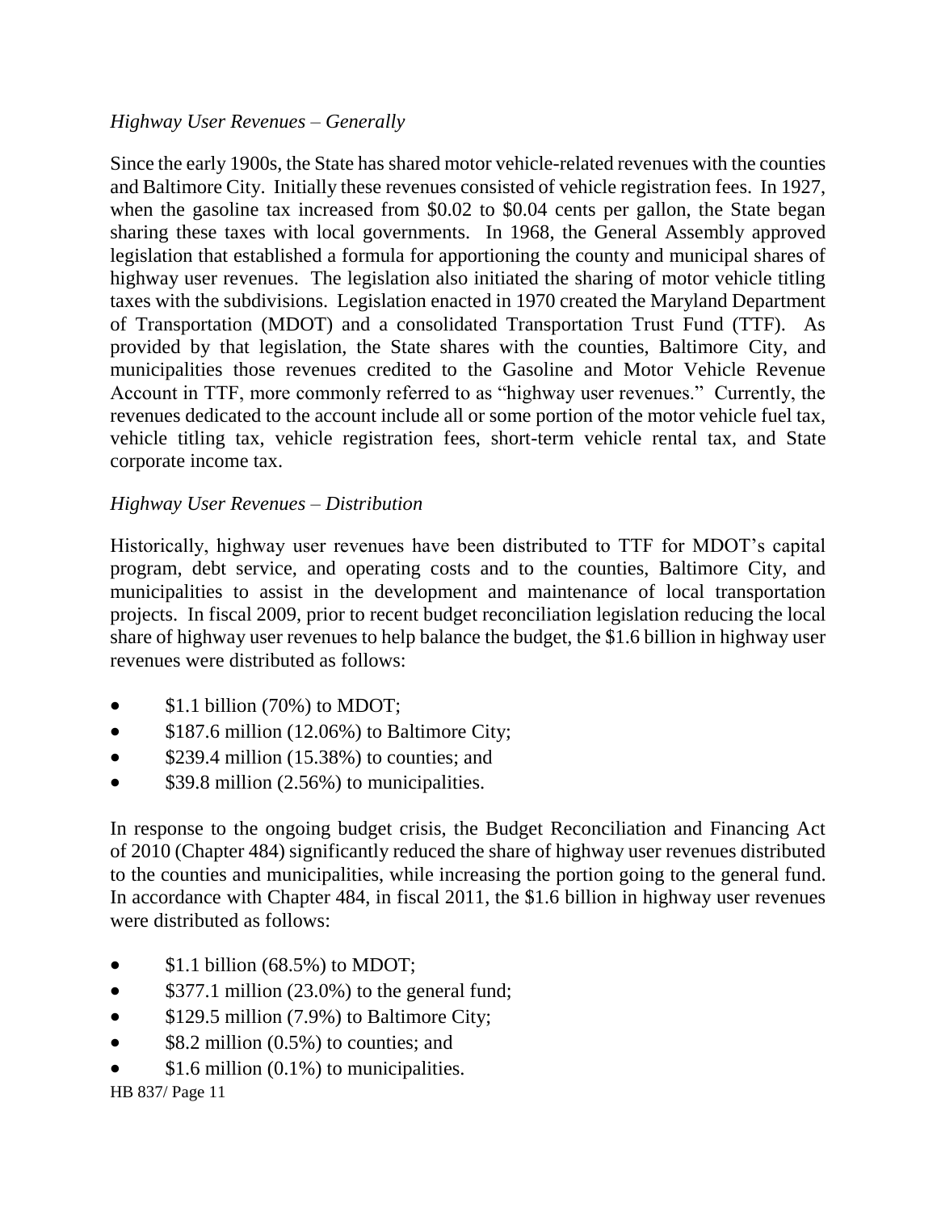*Highway User Revenues – Generally*

Since the early 1900s, the State has shared motor vehicle-related revenues with the counties and Baltimore City. Initially these revenues consisted of vehicle registration fees. In 1927, when the gasoline tax increased from $0.02 to $0.04 cents per gallon, the State began sharing these taxes with local governments. In 1968, the General Assembly approved legislation that established a formula for apportioning the county and municipal shares of highway user revenues. The legislation also initiated the sharing of motor vehicle titling taxes with the subdivisions. Legislation enacted in 1970 created the Maryland Department of Transportation (MDOT) and a consolidated Transportation Trust Fund (TTF). As provided by that legislation, the State shares with the counties, Baltimore City, and municipalities those revenues credited to the Gasoline and Motor Vehicle Revenue Account in TTF, more commonly referred to as "highway user revenues." Currently, the revenues dedicated to the account include all or some portion of the motor vehicle fuel tax, vehicle titling tax, vehicle registration fees, short-term vehicle rental tax, and State corporate income tax.

*Highway User Revenues – Distribution*

Historically, highway user revenues have been distributed to TTF for MDOT's capital program, debt service, and operating costs and to the counties, Baltimore City, and municipalities to assist in the development and maintenance of local transportation projects. In fiscal 2009, prior to recent budget reconciliation legislation reducing the local share of highway user revenues to help balance the budget, the $1.6 billion in highway user revenues were distributed as follows:

- $1.1 billion (70%) to MDOT;
- $187.6 million (12.06%) to Baltimore City;
- $239.4 million (15.38%) to counties; and
- $39.8 million (2.56%) to municipalities.

In response to the ongoing budget crisis, the Budget Reconciliation and Financing Act of 2010 (Chapter 484) significantly reduced the share of highway user revenues distributed to the counties and municipalities, while increasing the portion going to the general fund. In accordance with Chapter 484, in fiscal 2011, the $1.6 billion in highway user revenues were distributed as follows:

- $1.1 billion (68.5%) to MDOT;
- $377.1 million (23.0%) to the general fund;
- $129.5 million (7.9%) to Baltimore City;
- $8.2 million (0.5%) to counties; and
- $1.6 million (0.1%) to municipalities.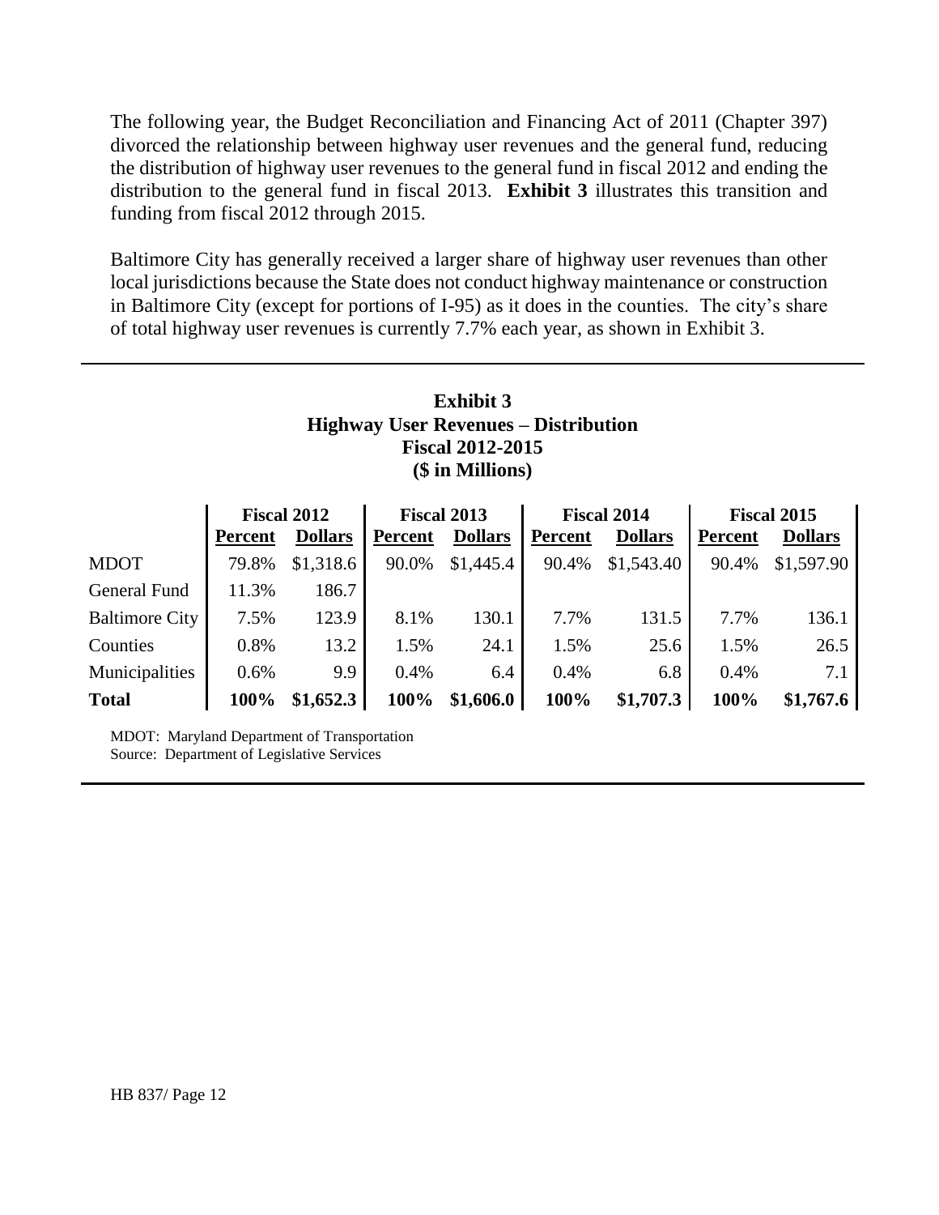The following year, the Budget Reconciliation and Financing Act of 2011 (Chapter 397) divorced the relationship between highway user revenues and the general fund, reducing the distribution of highway user revenues to the general fund in fiscal 2012 and ending the distribution to the general fund in fiscal 2013. **Exhibit 3** illustrates this transition and funding from fiscal 2012 through 2015.

Baltimore City has generally received a larger share of highway user revenues than other local jurisdictions because the State does not conduct highway maintenance or construction in Baltimore City (except for portions of I-95) as it does in the counties. The city's share of total highway user revenues is currently 7.7% each year, as shown in Exhibit 3.

**Exhibit 3**
**Highway User Revenues – Distribution**
**Fiscal 2012-2015**
**($ in Millions)**

| | Fiscal 2012 | | Fiscal 2013 | | Fiscal 2014 | | Fiscal 2015 | |
|---|---|---|---|---|---|---|---|---|
| | **Percent** | **Dollars** | **Percent** | **Dollars** | **Percent** | **Dollars** | **Percent** | **Dollars** |
| MDOT | 79.8% | $1,318.6 | 90.0% | $1,445.4 | 90.4% | $1,543.40 | 90.4% | $1,597.90 |
| General Fund | 11.3% | 186.7 | | | | | | |
| Baltimore City | 7.5% | 123.9 | 8.1% | 130.1 | 7.7% | 131.5 | 7.7% | 136.1 |
| Counties | 0.8% | 13.2 | 1.5% | 24.1 | 1.5% | 25.6 | 1.5% | 26.5 |
| Municipalities | 0.6% | 9.9 | 0.4% | 6.4 | 0.4% | 6.8 | 0.4% | 7.1 |
| **Total** | **100%** | **$1,652.3** | **100%** | **$1,606.0** | **100%** | **$1,707.3** | **100%** | **$1,767.6** |

MDOT: Maryland Department of Transportation
Source: Department of Legislative Services